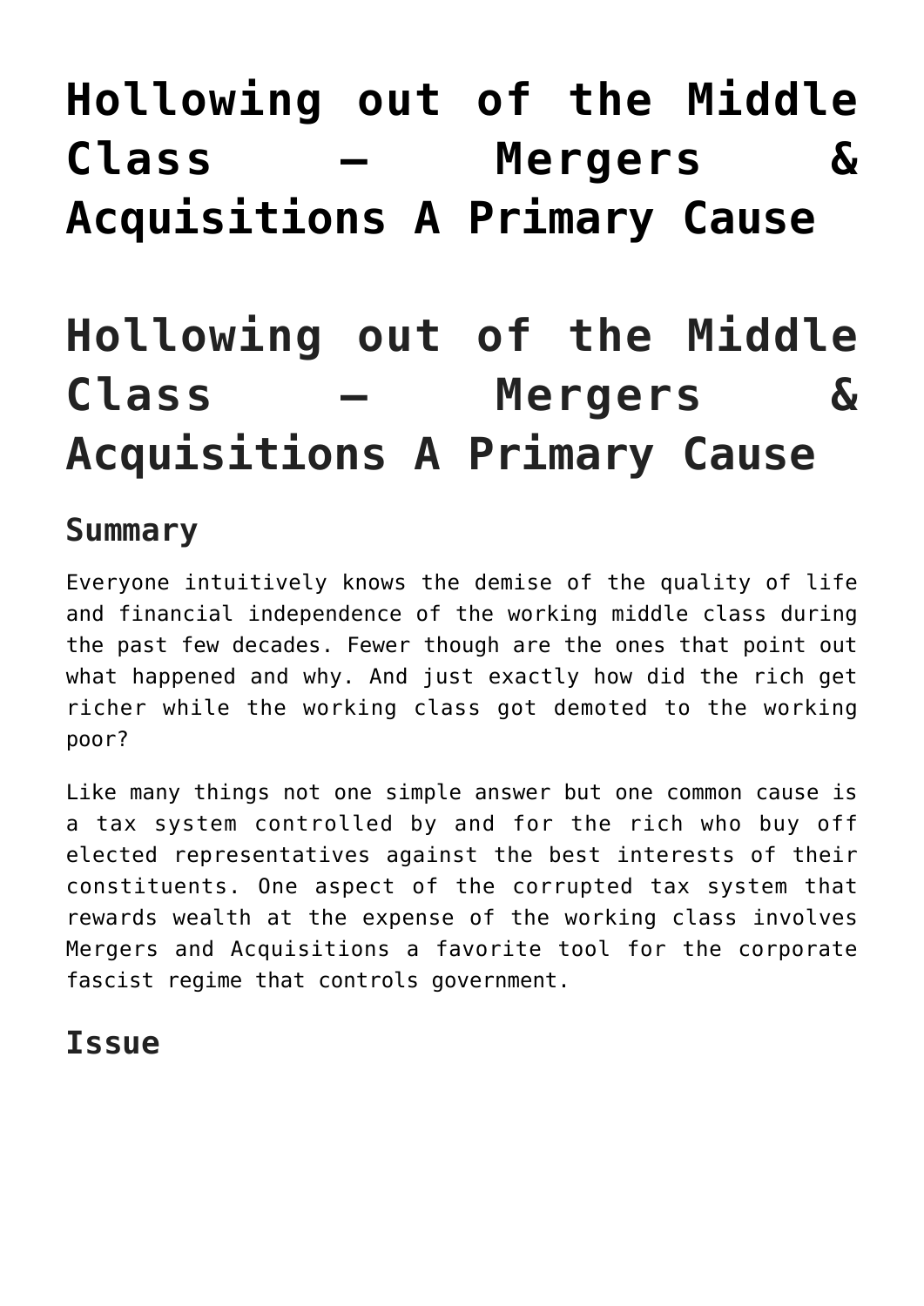# Hollowing out of the Middle Class – Mergers & Acquisitions A Primary Cause

# Hollowing out of the Middle Class – Mergers & Acquisitions A Primary Cause

## Summary

Everyone intuitively knows the demise of the quality of life and financial independence of the working middle class during the past few decades. Fewer though are the ones that point out what happened and why. And just exactly how did the rich get richer while the working class got demoted to the working poor?

Like many things not one simple answer but one common cause is a tax system controlled by and for the rich who buy off elected representatives against the best interests of their constituents. One aspect of the corrupted tax system that rewards wealth at the expense of the working class involves Mergers and Acquisitions a favorite tool for the corporate fascist regime that controls government.

## Issue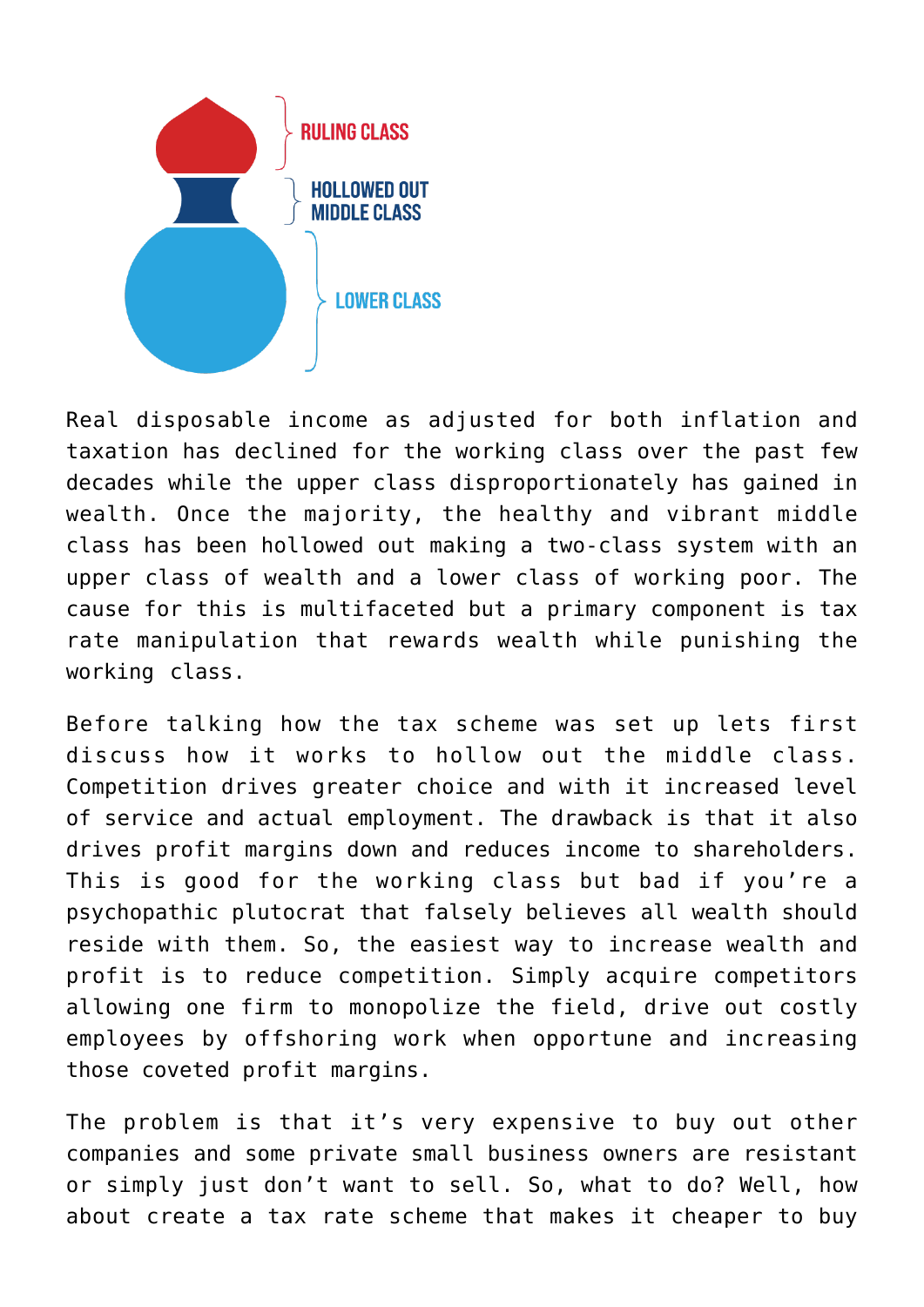RULING CLASS

HOLLOWED OUT MIDDLE CLASS

LOWER CLASS

Real disposable income as adjusted for both inflation and taxation has declined for the working class over the past few decades while the upper class disproportionately has gained in wealth. Once the majority, the healthy and vibrant middle class has been hollowed out making a two-class system with an upper class of wealth and a lower class of working poor. The cause for this is multifaceted but a primary component is tax rate manipulation that rewards wealth while punishing the working class.

Before talking how the tax scheme was set up lets first discuss how it works to hollow out the middle class. Competition drives greater choice and with it increased level of service and actual employment. The drawback is that it also drives profit margins down and reduces income to shareholders. This is good for the working class but bad if you're a psychopathic plutocrat that falsely believes all wealth should reside with them. So, the easiest way to increase wealth and profit is to reduce competition. Simply acquire competitors allowing one firm to monopolize the field, drive out costly employees by offshoring work when opportune and increasing those coveted profit margins.

The problem is that it's very expensive to buy out other companies and some private small business owners are resistant or simply just don't want to sell. So, what to do? Well, how about create a tax rate scheme that makes it cheaper to buy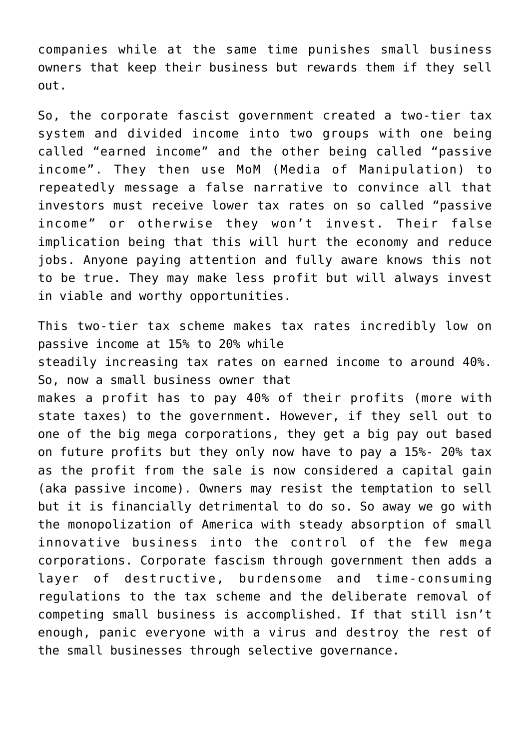companies while at the same time punishes small business owners that keep their business but rewards them if they sell out.

So, the corporate fascist government created a two-tier tax system and divided income into two groups with one being called "earned income" and the other being called "passive income". They then use MoM (Media of Manipulation) to repeatedly message a false narrative to convince all that investors must receive lower tax rates on so called "passive income" or otherwise they won't invest. Their false implication being that this will hurt the economy and reduce jobs. Anyone paying attention and fully aware knows this not to be true. They may make less profit but will always invest in viable and worthy opportunities.

This two-tier tax scheme makes tax rates incredibly low on passive income at 15% to 20% while steadily increasing tax rates on earned income to around 40%. So, now a small business owner that makes a profit has to pay 40% of their profits (more with state taxes) to the government. However, if they sell out to one of the big mega corporations, they get a big pay out based on future profits but they only now have to pay a 15%- 20% tax as the profit from the sale is now considered a capital gain (aka passive income). Owners may resist the temptation to sell but it is financially detrimental to do so. So away we go with the monopolization of America with steady absorption of small innovative business into the control of the few mega corporations. Corporate fascism through government then adds a layer of destructive, burdensome and time-consuming regulations to the tax scheme and the deliberate removal of competing small business is accomplished. If that still isn't enough, panic everyone with a virus and destroy the rest of the small businesses through selective governance.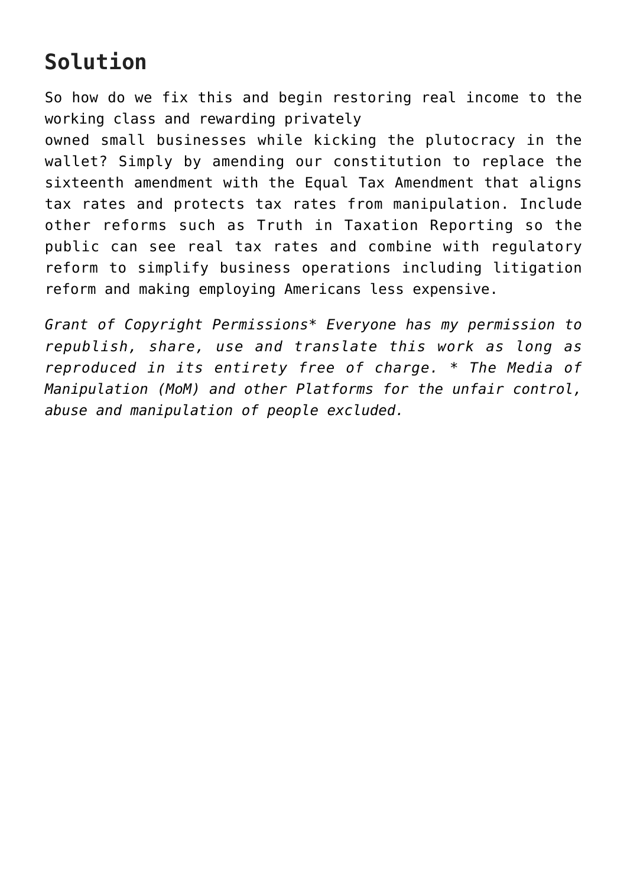## Solution

So how do we fix this and begin restoring real income to the working class and rewarding privately owned small businesses while kicking the plutocracy in the wallet? Simply by amending our constitution to replace the sixteenth amendment with the Equal Tax Amendment that aligns tax rates and protects tax rates from manipulation. Include other reforms such as Truth in Taxation Reporting so the public can see real tax rates and combine with regulatory reform to simplify business operations including litigation reform and making employing Americans less expensive.

*Grant of Copyright Permissions* Everyone has my permission to republish, share, use and translate this work as long as reproduced in its entirety free of charge. * The Media of Manipulation (MoM) and other Platforms for the unfair control, abuse and manipulation of people excluded.*